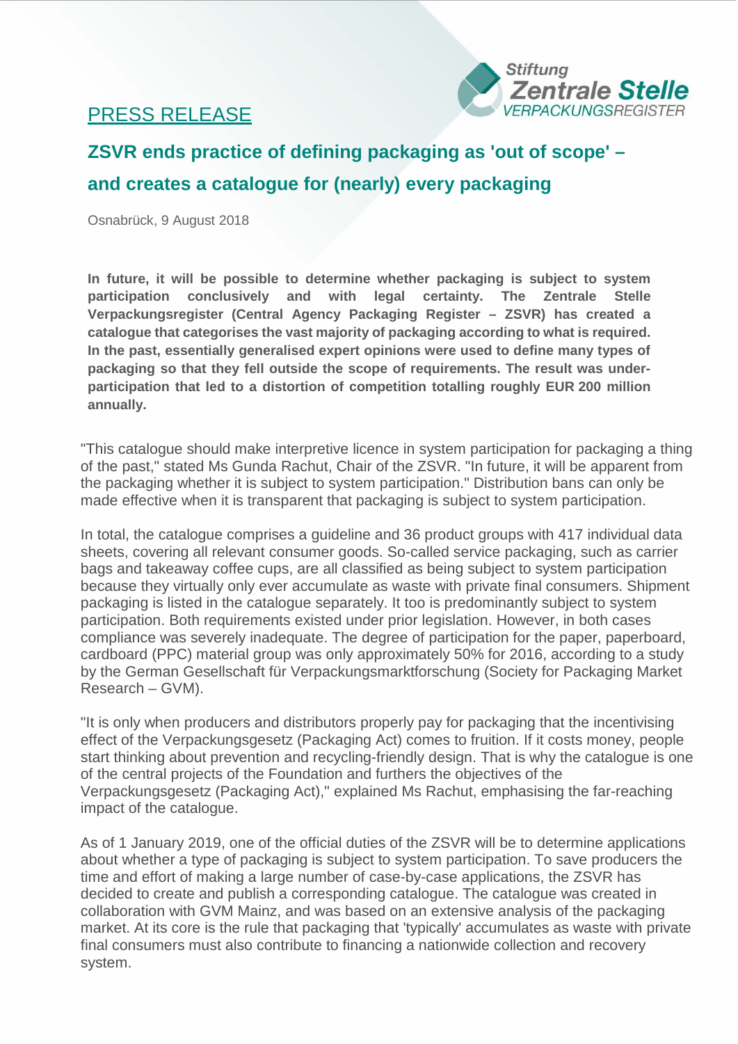PRESS RELEASE

# ZSVR ends practice of defining packaging as 'out of scope' – and creates a catalogue for (nearly) every packaging

Osnabrück, 9 August 2018

**In future, it will be possible to determine whether packaging is subject to system participation conclusively and with legal certainty. The Zentrale Stelle Verpackungsregister (Central Agency Packaging Register – ZSVR) has created a catalogue that categorises the vast majority of packaging according to what is required. In the past, essentially generalised expert opinions were used to define many types of packaging so that they fell outside the scope of requirements. The result was under-participation that led to a distortion of competition totalling roughly EUR 200 million annually.**

"This catalogue should make interpretive licence in system participation for packaging a thing of the past," stated Ms Gunda Rachut, Chair of the ZSVR. "In future, it will be apparent from the packaging whether it is subject to system participation." Distribution bans can only be made effective when it is transparent that packaging is subject to system participation.

In total, the catalogue comprises a guideline and 36 product groups with 417 individual data sheets, covering all relevant consumer goods. So-called service packaging, such as carrier bags and takeaway coffee cups, are all classified as being subject to system participation because they virtually only ever accumulate as waste with private final consumers. Shipment packaging is listed in the catalogue separately. It too is predominantly subject to system participation. Both requirements existed under prior legislation. However, in both cases compliance was severely inadequate. The degree of participation for the paper, paperboard, cardboard (PPC) material group was only approximately 50% for 2016, according to a study by the German Gesellschaft für Verpackungsmarktforschung (Society for Packaging Market Research – GVM).

"It is only when producers and distributors properly pay for packaging that the incentivising effect of the Verpackungsgesetz (Packaging Act) comes to fruition. If it costs money, people start thinking about prevention and recycling-friendly design. That is why the catalogue is one of the central projects of the Foundation and furthers the objectives of the Verpackungsgesetz (Packaging Act)," explained Ms Rachut, emphasising the far-reaching impact of the catalogue.

As of 1 January 2019, one of the official duties of the ZSVR will be to determine applications about whether a type of packaging is subject to system participation. To save producers the time and effort of making a large number of case-by-case applications, the ZSVR has decided to create and publish a corresponding catalogue. The catalogue was created in collaboration with GVM Mainz, and was based on an extensive analysis of the packaging market. At its core is the rule that packaging that 'typically' accumulates as waste with private final consumers must also contribute to financing a nationwide collection and recovery system.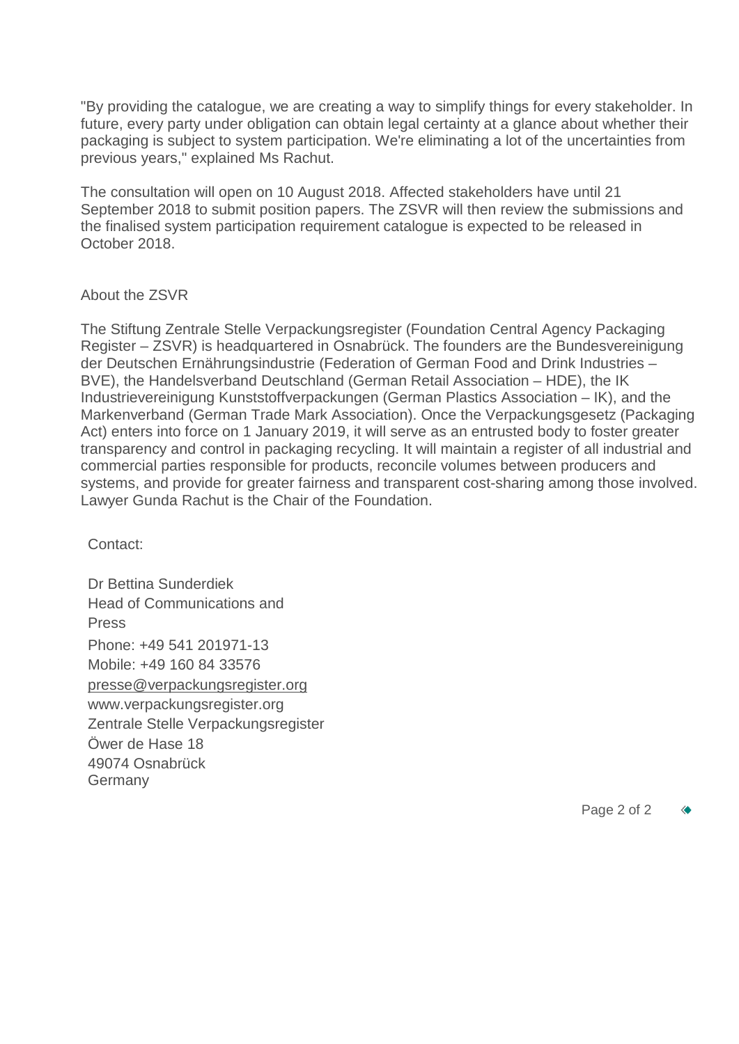"By providing the catalogue, we are creating a way to simplify things for every stakeholder. In future, every party under obligation can obtain legal certainty at a glance about whether their packaging is subject to system participation. We're eliminating a lot of the uncertainties from previous years," explained Ms Rachut.

The consultation will open on 10 August 2018. Affected stakeholders have until 21 September 2018 to submit position papers. The ZSVR will then review the submissions and the finalised system participation requirement catalogue is expected to be released in October 2018.

About the ZSVR

The Stiftung Zentrale Stelle Verpackungsregister (Foundation Central Agency Packaging Register – ZSVR) is headquartered in Osnabrück. The founders are the Bundesvereinigung der Deutschen Ernährungsindustrie (Federation of German Food and Drink Industries – BVE), the Handelsverband Deutschland (German Retail Association – HDE), the IK Industrievereinigung Kunststoffverpackungen (German Plastics Association – IK), and the Markenverband (German Trade Mark Association). Once the Verpackungsgesetz (Packaging Act) enters into force on 1 January 2019, it will serve as an entrusted body to foster greater transparency and control in packaging recycling. It will maintain a register of all industrial and commercial parties responsible for products, reconcile volumes between producers and systems, and provide for greater fairness and transparent cost-sharing among those involved. Lawyer Gunda Rachut is the Chair of the Foundation.

Contact:

Dr Bettina Sunderdiek
Head of Communications and Press
Phone: +49 541 201971-13
Mobile: +49 160 84 33576
presse@verpackungsregister.org
www.verpackungsregister.org
Zentrale Stelle Verpackungsregister
Öwer de Hase 18
49074 Osnabrück
Germany